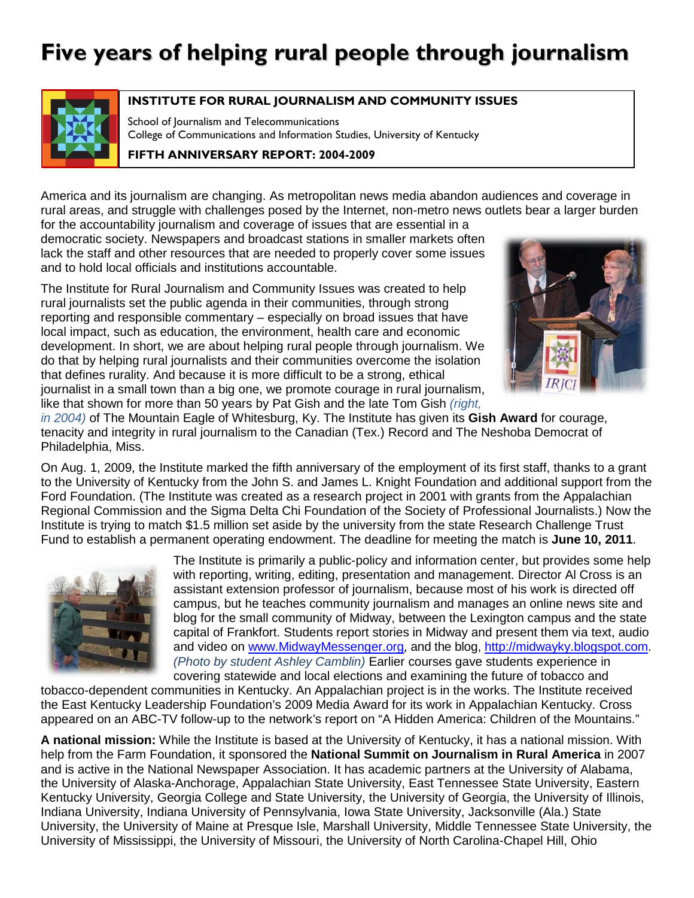# Five years of helping rural people through journalism

**INSTITUTE FOR RURAL JOURNALISM AND COMMUNITY ISSUES**

School of Journalism and Telecommunications
College of Communications and Information Studies, University of Kentucky

**FIFTH ANNIVERSARY REPORT: 2004-2009**

America and its journalism are changing. As metropolitan news media abandon audiences and coverage in rural areas, and struggle with challenges posed by the Internet, non-metro news outlets bear a larger burden for the accountability journalism and coverage of issues that are essential in a democratic society. Newspapers and broadcast stations in smaller markets often lack the staff and other resources that are needed to properly cover some issues and to hold local officials and institutions accountable.

The Institute for Rural Journalism and Community Issues was created to help rural journalists set the public agenda in their communities, through strong reporting and responsible commentary – especially on broad issues that have local impact, such as education, the environment, health care and economic development. In short, we are about helping rural people through journalism. We do that by helping rural journalists and their communities overcome the isolation that defines rurality. And because it is more difficult to be a strong, ethical journalist in a small town than a big one, we promote courage in rural journalism, like that shown for more than 50 years by Pat Gish and the late Tom Gish *(right, in 2004)* of The Mountain Eagle of Whitesburg, Ky. The Institute has given its **Gish Award** for courage, tenacity and integrity in rural journalism to the Canadian (Tex.) Record and The Neshoba Democrat of Philadelphia, Miss.

On Aug. 1, 2009, the Institute marked the fifth anniversary of the employment of its first staff, thanks to a grant to the University of Kentucky from the John S. and James L. Knight Foundation and additional support from the Ford Foundation. (The Institute was created as a research project in 2001 with grants from the Appalachian Regional Commission and the Sigma Delta Chi Foundation of the Society of Professional Journalists.) Now the Institute is trying to match $1.5 million set aside by the university from the state Research Challenge Trust Fund to establish a permanent operating endowment. The deadline for meeting the match is **June 10, 2011**.

The Institute is primarily a public-policy and information center, but provides some help with reporting, writing, editing, presentation and management. Director Al Cross is an assistant extension professor of journalism, because most of his work is directed off campus, but he teaches community journalism and manages an online news site and blog for the small community of Midway, between the Lexington campus and the state capital of Frankfort. Students report stories in Midway and present them via text, audio and video on www.MidwayMessenger.org, and the blog, http://midwayky.blogspot.com. *(Photo by student Ashley Camblin)* Earlier courses gave students experience in covering statewide and local elections and examining the future of tobacco and tobacco-dependent communities in Kentucky. An Appalachian project is in the works. The Institute received the East Kentucky Leadership Foundation's 2009 Media Award for its work in Appalachian Kentucky. Cross appeared on an ABC-TV follow-up to the network's report on "A Hidden America: Children of the Mountains."

**A national mission:** While the Institute is based at the University of Kentucky, it has a national mission. With help from the Farm Foundation, it sponsored the **National Summit on Journalism in Rural America** in 2007 and is active in the National Newspaper Association. It has academic partners at the University of Alabama, the University of Alaska-Anchorage, Appalachian State University, East Tennessee State University, Eastern Kentucky University, Georgia College and State University, the University of Georgia, the University of Illinois, Indiana University, Indiana University of Pennsylvania, Iowa State University, Jacksonville (Ala.) State University, the University of Maine at Presque Isle, Marshall University, Middle Tennessee State University, the University of Mississippi, the University of Missouri, the University of North Carolina-Chapel Hill, Ohio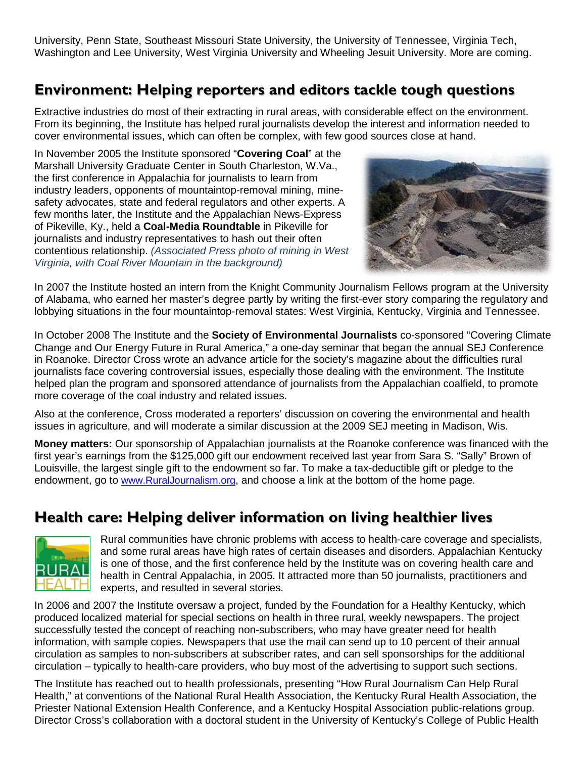University, Penn State, Southeast Missouri State University, the University of Tennessee, Virginia Tech, Washington and Lee University, West Virginia University and Wheeling Jesuit University. More are coming.

## Environment: Helping reporters and editors tackle tough questions

Extractive industries do most of their extracting in rural areas, with considerable effect on the environment. From its beginning, the Institute has helped rural journalists develop the interest and information needed to cover environmental issues, which can often be complex, with few good sources close at hand.

In November 2005 the Institute sponsored "**Covering Coal**" at the Marshall University Graduate Center in South Charleston, W.Va., the first conference in Appalachia for journalists to learn from industry leaders, opponents of mountaintop-removal mining, mine-safety advocates, state and federal regulators and other experts. A few months later, the Institute and the Appalachian News-Express of Pikeville, Ky., held a **Coal-Media Roundtable** in Pikeville for journalists and industry representatives to hash out their often contentious relationship. *(Associated Press photo of mining in West Virginia, with Coal River Mountain in the background)*

In 2007 the Institute hosted an intern from the Knight Community Journalism Fellows program at the University of Alabama, who earned her master's degree partly by writing the first-ever story comparing the regulatory and lobbying situations in the four mountaintop-removal states: West Virginia, Kentucky, Virginia and Tennessee.

In October 2008 The Institute and the **Society of Environmental Journalists** co-sponsored "Covering Climate Change and Our Energy Future in Rural America," a one-day seminar that began the annual SEJ Conference in Roanoke. Director Cross wrote an advance article for the society's magazine about the difficulties rural journalists face covering controversial issues, especially those dealing with the environment. The Institute helped plan the program and sponsored attendance of journalists from the Appalachian coalfield, to promote more coverage of the coal industry and related issues.

Also at the conference, Cross moderated a reporters' discussion on covering the environmental and health issues in agriculture, and will moderate a similar discussion at the 2009 SEJ meeting in Madison, Wis.

**Money matters:** Our sponsorship of Appalachian journalists at the Roanoke conference was financed with the first year's earnings from the $125,000 gift our endowment received last year from Sara S. "Sally" Brown of Louisville, the largest single gift to the endowment so far. To make a tax-deductible gift or pledge to the endowment, go to www.RuralJournalism.org, and choose a link at the bottom of the home page.

## Health care: Helping deliver information on living healthier lives

Rural communities have chronic problems with access to health-care coverage and specialists, and some rural areas have high rates of certain diseases and disorders. Appalachian Kentucky is one of those, and the first conference held by the Institute was on covering health care and health in Central Appalachia, in 2005. It attracted more than 50 journalists, practitioners and experts, and resulted in several stories.

In 2006 and 2007 the Institute oversaw a project, funded by the Foundation for a Healthy Kentucky, which produced localized material for special sections on health in three rural, weekly newspapers. The project successfully tested the concept of reaching non-subscribers, who may have greater need for health information, with sample copies. Newspapers that use the mail can send up to 10 percent of their annual circulation as samples to non-subscribers at subscriber rates, and can sell sponsorships for the additional circulation – typically to health-care providers, who buy most of the advertising to support such sections.

The Institute has reached out to health professionals, presenting "How Rural Journalism Can Help Rural Health," at conventions of the National Rural Health Association, the Kentucky Rural Health Association, the Priester National Extension Health Conference, and a Kentucky Hospital Association public-relations group. Director Cross's collaboration with a doctoral student in the University of Kentucky's College of Public Health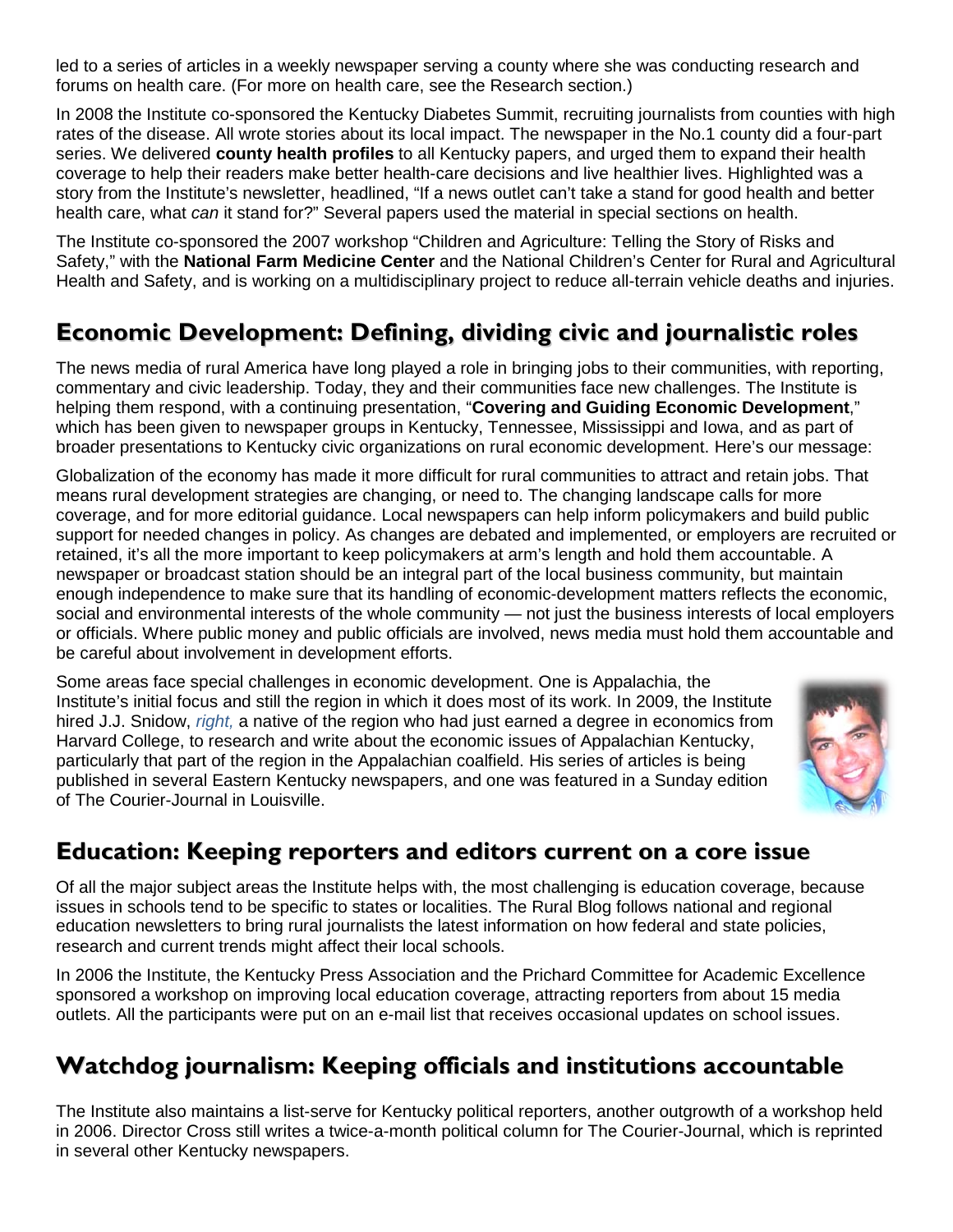led to a series of articles in a weekly newspaper serving a county where she was conducting research and forums on health care. (For more on health care, see the Research section.)

In 2008 the Institute co-sponsored the Kentucky Diabetes Summit, recruiting journalists from counties with high rates of the disease. All wrote stories about its local impact. The newspaper in the No.1 county did a four-part series. We delivered **county health profiles** to all Kentucky papers, and urged them to expand their health coverage to help their readers make better health-care decisions and live healthier lives. Highlighted was a story from the Institute's newsletter, headlined, "If a news outlet can't take a stand for good health and better health care, what *can* it stand for?" Several papers used the material in special sections on health.

The Institute co-sponsored the 2007 workshop "Children and Agriculture: Telling the Story of Risks and Safety," with the **National Farm Medicine Center** and the National Children's Center for Rural and Agricultural Health and Safety, and is working on a multidisciplinary project to reduce all-terrain vehicle deaths and injuries.

## Economic Development: Defining, dividing civic and journalistic roles

The news media of rural America have long played a role in bringing jobs to their communities, with reporting, commentary and civic leadership. Today, they and their communities face new challenges. The Institute is helping them respond, with a continuing presentation, "**Covering and Guiding Economic Development**," which has been given to newspaper groups in Kentucky, Tennessee, Mississippi and Iowa, and as part of broader presentations to Kentucky civic organizations on rural economic development. Here's our message:

Globalization of the economy has made it more difficult for rural communities to attract and retain jobs. That means rural development strategies are changing, or need to. The changing landscape calls for more coverage, and for more editorial guidance. Local newspapers can help inform policymakers and build public support for needed changes in policy. As changes are debated and implemented, or employers are recruited or retained, it's all the more important to keep policymakers at arm's length and hold them accountable. A newspaper or broadcast station should be an integral part of the local business community, but maintain enough independence to make sure that its handling of economic-development matters reflects the economic, social and environmental interests of the whole community — not just the business interests of local employers or officials. Where public money and public officials are involved, news media must hold them accountable and be careful about involvement in development efforts.

Some areas face special challenges in economic development. One is Appalachia, the Institute's initial focus and still the region in which it does most of its work. In 2009, the Institute hired J.J. Snidow, *right,* a native of the region who had just earned a degree in economics from Harvard College, to research and write about the economic issues of Appalachian Kentucky, particularly that part of the region in the Appalachian coalfield. His series of articles is being published in several Eastern Kentucky newspapers, and one was featured in a Sunday edition of The Courier-Journal in Louisville.

## Education: Keeping reporters and editors current on a core issue

Of all the major subject areas the Institute helps with, the most challenging is education coverage, because issues in schools tend to be specific to states or localities. The Rural Blog follows national and regional education newsletters to bring rural journalists the latest information on how federal and state policies, research and current trends might affect their local schools.

In 2006 the Institute, the Kentucky Press Association and the Prichard Committee for Academic Excellence sponsored a workshop on improving local education coverage, attracting reporters from about 15 media outlets. All the participants were put on an e-mail list that receives occasional updates on school issues.

## Watchdog journalism: Keeping officials and institutions accountable

The Institute also maintains a list-serve for Kentucky political reporters, another outgrowth of a workshop held in 2006. Director Cross still writes a twice-a-month political column for The Courier-Journal, which is reprinted in several other Kentucky newspapers.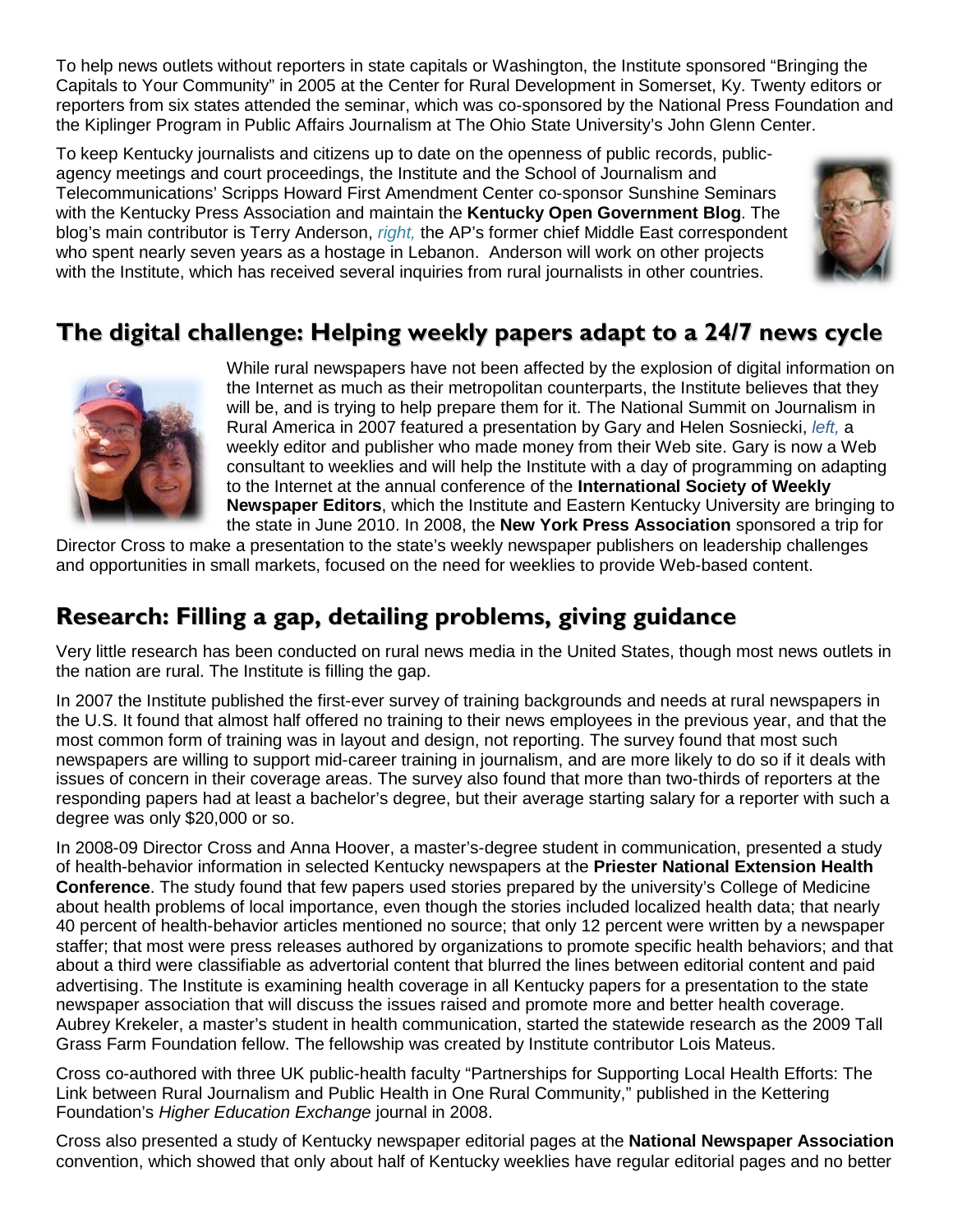To help news outlets without reporters in state capitals or Washington, the Institute sponsored "Bringing the Capitals to Your Community" in 2005 at the Center for Rural Development in Somerset, Ky. Twenty editors or reporters from six states attended the seminar, which was co-sponsored by the National Press Foundation and the Kiplinger Program in Public Affairs Journalism at The Ohio State University's John Glenn Center.

To keep Kentucky journalists and citizens up to date on the openness of public records, public-agency meetings and court proceedings, the Institute and the School of Journalism and Telecommunications' Scripps Howard First Amendment Center co-sponsor Sunshine Seminars with the Kentucky Press Association and maintain the **Kentucky Open Government Blog**. The blog's main contributor is Terry Anderson, *right,* the AP's former chief Middle East correspondent who spent nearly seven years as a hostage in Lebanon. Anderson will work on other projects with the Institute, which has received several inquiries from rural journalists in other countries.

## The digital challenge: Helping weekly papers adapt to a 24/7 news cycle

While rural newspapers have not been affected by the explosion of digital information on the Internet as much as their metropolitan counterparts, the Institute believes that they will be, and is trying to help prepare them for it. The National Summit on Journalism in Rural America in 2007 featured a presentation by Gary and Helen Sosniecki, *left,* a weekly editor and publisher who made money from their Web site. Gary is now a Web consultant to weeklies and will help the Institute with a day of programming on adapting to the Internet at the annual conference of the **International Society of Weekly Newspaper Editors**, which the Institute and Eastern Kentucky University are bringing to the state in June 2010. In 2008, the **New York Press Association** sponsored a trip for Director Cross to make a presentation to the state's weekly newspaper publishers on leadership challenges and opportunities in small markets, focused on the need for weeklies to provide Web-based content.

## Research: Filling a gap, detailing problems, giving guidance

Very little research has been conducted on rural news media in the United States, though most news outlets in the nation are rural. The Institute is filling the gap.

In 2007 the Institute published the first-ever survey of training backgrounds and needs at rural newspapers in the U.S. It found that almost half offered no training to their news employees in the previous year, and that the most common form of training was in layout and design, not reporting. The survey found that most such newspapers are willing to support mid-career training in journalism, and are more likely to do so if it deals with issues of concern in their coverage areas. The survey also found that more than two-thirds of reporters at the responding papers had at least a bachelor's degree, but their average starting salary for a reporter with such a degree was only $20,000 or so.

In 2008-09 Director Cross and Anna Hoover, a master's-degree student in communication, presented a study of health-behavior information in selected Kentucky newspapers at the **Priester National Extension Health Conference**. The study found that few papers used stories prepared by the university's College of Medicine about health problems of local importance, even though the stories included localized health data; that nearly 40 percent of health-behavior articles mentioned no source; that only 12 percent were written by a newspaper staffer; that most were press releases authored by organizations to promote specific health behaviors; and that about a third were classifiable as advertorial content that blurred the lines between editorial content and paid advertising. The Institute is examining health coverage in all Kentucky papers for a presentation to the state newspaper association that will discuss the issues raised and promote more and better health coverage. Aubrey Krekeler, a master's student in health communication, started the statewide research as the 2009 Tall Grass Farm Foundation fellow. The fellowship was created by Institute contributor Lois Mateus.

Cross co-authored with three UK public-health faculty "Partnerships for Supporting Local Health Efforts: The Link between Rural Journalism and Public Health in One Rural Community," published in the Kettering Foundation's *Higher Education Exchange* journal in 2008.

Cross also presented a study of Kentucky newspaper editorial pages at the **National Newspaper Association** convention, which showed that only about half of Kentucky weeklies have regular editorial pages and no better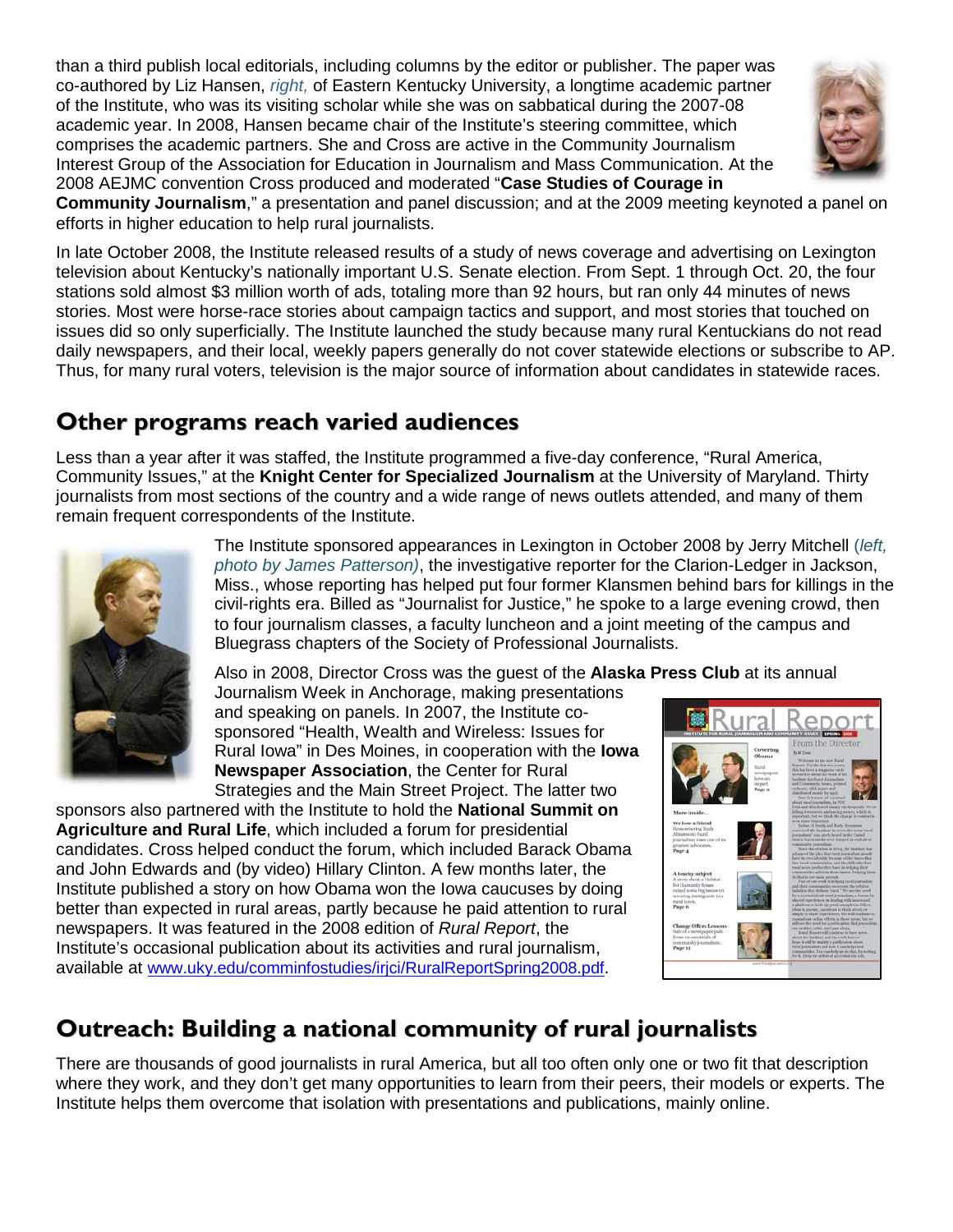than a third publish local editorials, including columns by the editor or publisher. The paper was co-authored by Liz Hansen, *right,* of Eastern Kentucky University, a longtime academic partner of the Institute, who was its visiting scholar while she was on sabbatical during the 2007-08 academic year. In 2008, Hansen became chair of the Institute's steering committee, which comprises the academic partners. She and Cross are active in the Community Journalism Interest Group of the Association for Education in Journalism and Mass Communication. At the 2008 AEJMC convention Cross produced and moderated "**Case Studies of Courage in Community Journalism**," a presentation and panel discussion; and at the 2009 meeting keynoted a panel on efforts in higher education to help rural journalists.

In late October 2008, the Institute released results of a study of news coverage and advertising on Lexington television about Kentucky's nationally important U.S. Senate election. From Sept. 1 through Oct. 20, the four stations sold almost $3 million worth of ads, totaling more than 92 hours, but ran only 44 minutes of news stories. Most were horse-race stories about campaign tactics and support, and most stories that touched on issues did so only superficially. The Institute launched the study because many rural Kentuckians do not read daily newspapers, and their local, weekly papers generally do not cover statewide elections or subscribe to AP. Thus, for many rural voters, television is the major source of information about candidates in statewide races.

## Other programs reach varied audiences

Less than a year after it was staffed, the Institute programmed a five-day conference, "Rural America, Community Issues," at the **Knight Center for Specialized Journalism** at the University of Maryland. Thirty journalists from most sections of the country and a wide range of news outlets attended, and many of them remain frequent correspondents of the Institute.

The Institute sponsored appearances in Lexington in October 2008 by Jerry Mitchell (*left, photo by James Patterson)*, the investigative reporter for the Clarion-Ledger in Jackson, Miss., whose reporting has helped put four former Klansmen behind bars for killings in the civil-rights era. Billed as "Journalist for Justice," he spoke to a large evening crowd, then to four journalism classes, a faculty luncheon and a joint meeting of the campus and Bluegrass chapters of the Society of Professional Journalists.

Also in 2008, Director Cross was the guest of the **Alaska Press Club** at its annual Journalism Week in Anchorage, making presentations and speaking on panels. In 2007, the Institute co-sponsored "Health, Wealth and Wireless: Issues for Rural Iowa" in Des Moines, in cooperation with the **Iowa Newspaper Association**, the Center for Rural Strategies and the Main Street Project. The latter two sponsors also partnered with the Institute to hold the **National Summit on Agriculture and Rural Life**, which included a forum for presidential candidates. Cross helped conduct the forum, which included Barack Obama and John Edwards and (by video) Hillary Clinton. A few months later, the Institute published a story on how Obama won the Iowa caucuses by doing better than expected in rural areas, partly because he paid attention to rural newspapers. It was featured in the 2008 edition of *Rural Report*, the Institute's occasional publication about its activities and rural journalism, available at www.uky.edu/comminfostudies/irjci/RuralReportSpring2008.pdf.

## Outreach: Building a national community of rural journalists

There are thousands of good journalists in rural America, but all too often only one or two fit that description where they work, and they don't get many opportunities to learn from their peers, their models or experts. The Institute helps them overcome that isolation with presentations and publications, mainly online.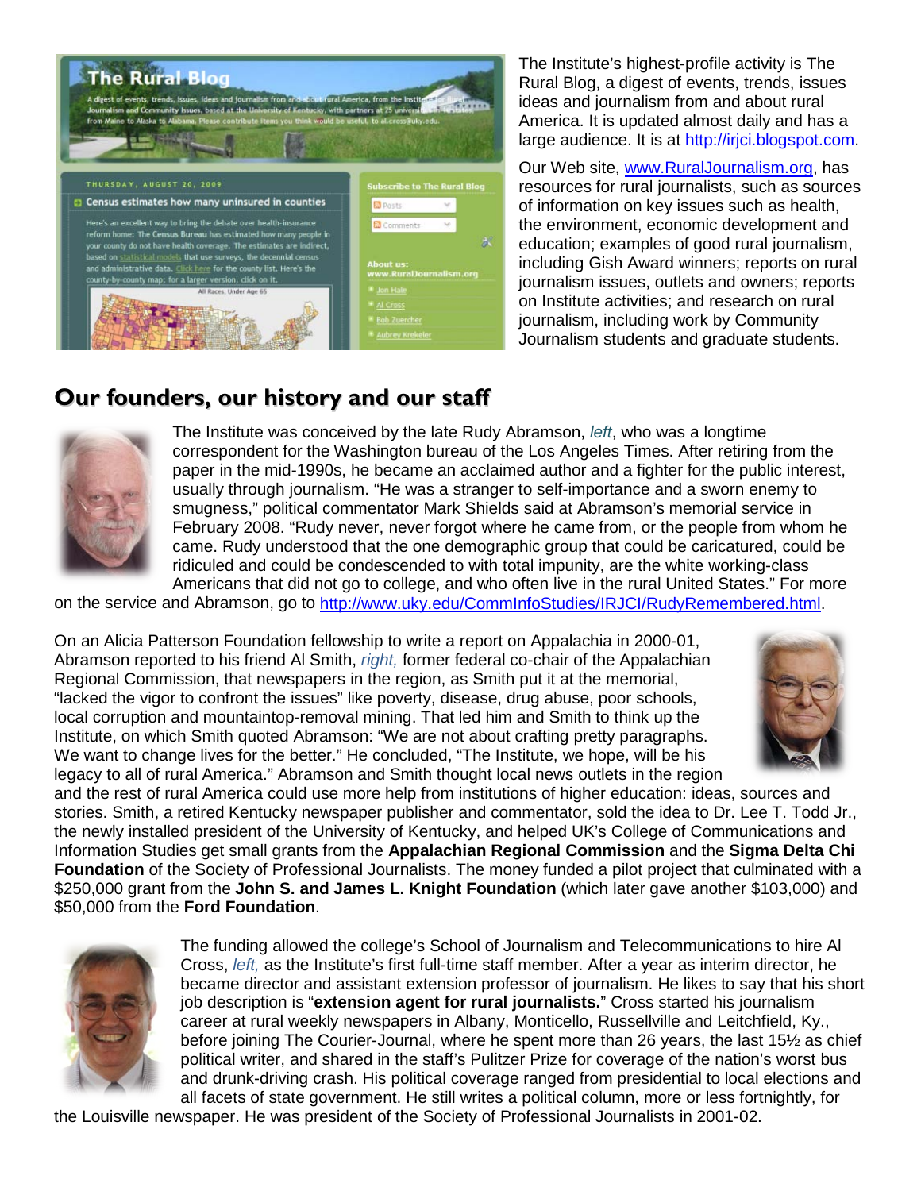The Institute's highest-profile activity is The Rural Blog, a digest of events, trends, issues ideas and journalism from and about rural America. It is updated almost daily and has a large audience. It is at http://irjci.blogspot.com.

Our Web site, www.RuralJournalism.org, has resources for rural journalists, such as sources of information on key issues such as health, the environment, economic development and education; examples of good rural journalism, including Gish Award winners; reports on rural journalism issues, outlets and owners; reports on Institute activities; and research on rural journalism, including work by Community Journalism students and graduate students.

## Our founders, our history and our staff

The Institute was conceived by the late Rudy Abramson, *left*, who was a longtime correspondent for the Washington bureau of the Los Angeles Times. After retiring from the paper in the mid-1990s, he became an acclaimed author and a fighter for the public interest, usually through journalism. "He was a stranger to self-importance and a sworn enemy to smugness," political commentator Mark Shields said at Abramson's memorial service in February 2008. "Rudy never, never forgot where he came from, or the people from whom he came. Rudy understood that the one demographic group that could be caricatured, could be ridiculed and could be condescended to with total impunity, are the white working-class Americans that did not go to college, and who often live in the rural United States." For more on the service and Abramson, go to http://www.uky.edu/CommInfoStudies/IRJCI/RudyRemembered.html.

On an Alicia Patterson Foundation fellowship to write a report on Appalachia in 2000-01, Abramson reported to his friend Al Smith, *right,* former federal co-chair of the Appalachian Regional Commission, that newspapers in the region, as Smith put it at the memorial, "lacked the vigor to confront the issues" like poverty, disease, drug abuse, poor schools, local corruption and mountaintop-removal mining. That led him and Smith to think up the Institute, on which Smith quoted Abramson: "We are not about crafting pretty paragraphs. We want to change lives for the better." He concluded, "The Institute, we hope, will be his legacy to all of rural America." Abramson and Smith thought local news outlets in the region and the rest of rural America could use more help from institutions of higher education: ideas, sources and stories. Smith, a retired Kentucky newspaper publisher and commentator, sold the idea to Dr. Lee T. Todd Jr., the newly installed president of the University of Kentucky, and helped UK's College of Communications and Information Studies get small grants from the **Appalachian Regional Commission** and the **Sigma Delta Chi Foundation** of the Society of Professional Journalists. The money funded a pilot project that culminated with a $250,000 grant from the **John S. and James L. Knight Foundation** (which later gave another $103,000) and $50,000 from the **Ford Foundation**.

The funding allowed the college's School of Journalism and Telecommunications to hire Al Cross, *left,* as the Institute's first full-time staff member. After a year as interim director, he became director and assistant extension professor of journalism. He likes to say that his short job description is "**extension agent for rural journalists.**" Cross started his journalism career at rural weekly newspapers in Albany, Monticello, Russellville and Leitchfield, Ky., before joining The Courier-Journal, where he spent more than 26 years, the last 15½ as chief political writer, and shared in the staff's Pulitzer Prize for coverage of the nation's worst bus and drunk-driving crash. His political coverage ranged from presidential to local elections and all facets of state government. He still writes a political column, more or less fortnightly, for the Louisville newspaper. He was president of the Society of Professional Journalists in 2001-02.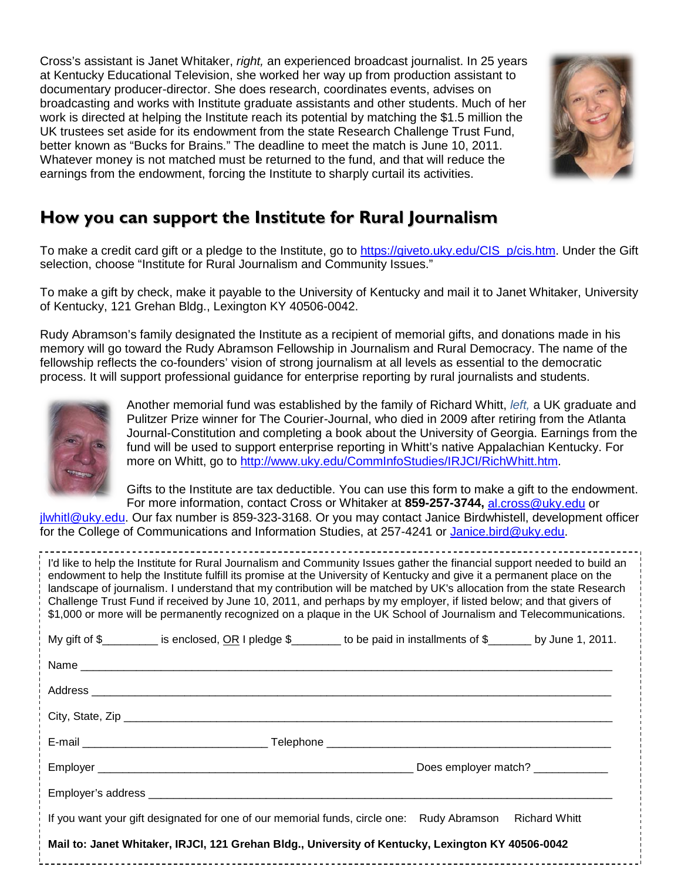Cross's assistant is Janet Whitaker, *right,* an experienced broadcast journalist. In 25 years at Kentucky Educational Television, she worked her way up from production assistant to documentary producer-director. She does research, coordinates events, advises on broadcasting and works with Institute graduate assistants and other students. Much of her work is directed at helping the Institute reach its potential by matching the $1.5 million the UK trustees set aside for its endowment from the state Research Challenge Trust Fund, better known as "Bucks for Brains." The deadline to meet the match is June 10, 2011. Whatever money is not matched must be returned to the fund, and that will reduce the earnings from the endowment, forcing the Institute to sharply curtail its activities.

## How you can support the Institute for Rural Journalism

To make a credit card gift or a pledge to the Institute, go to https://giveto.uky.edu/CIS_p/cis.htm. Under the Gift selection, choose "Institute for Rural Journalism and Community Issues."

To make a gift by check, make it payable to the University of Kentucky and mail it to Janet Whitaker, University of Kentucky, 121 Grehan Bldg., Lexington KY 40506-0042.

Rudy Abramson's family designated the Institute as a recipient of memorial gifts, and donations made in his memory will go toward the Rudy Abramson Fellowship in Journalism and Rural Democracy. The name of the fellowship reflects the co-founders' vision of strong journalism at all levels as essential to the democratic process. It will support professional guidance for enterprise reporting by rural journalists and students.

Another memorial fund was established by the family of Richard Whitt, *left,* a UK graduate and Pulitzer Prize winner for The Courier-Journal, who died in 2009 after retiring from the Atlanta Journal-Constitution and completing a book about the University of Georgia. Earnings from the fund will be used to support enterprise reporting in Whitt's native Appalachian Kentucky. For more on Whitt, go to http://www.uky.edu/CommInfoStudies/IRJCI/RichWhitt.htm.

Gifts to the Institute are tax deductible. You can use this form to make a gift to the endowment. For more information, contact Cross or Whitaker at **859-257-3744,** al.cross@uky.edu or jlwhitl@uky.edu. Our fax number is 859-323-3168. Or you may contact Janice Birdwhistell, development officer for the College of Communications and Information Studies, at 257-4241 or Janice.bird@uky.edu.

---

I'd like to help the Institute for Rural Journalism and Community Issues gather the financial support needed to build an endowment to help the Institute fulfill its promise at the University of Kentucky and give it a permanent place on the landscape of journalism. I understand that my contribution will be matched by UK's allocation from the state Research Challenge Trust Fund if received by June 10, 2011, and perhaps by my employer, if listed below; and that givers of $1,000 or more will be permanently recognized on a plaque in the UK School of Journalism and Telecommunications.

My gift of $_________ is enclosed, OR I pledge $________ to be paid in installments of $_______ by June 1, 2011.

Name ______________________________________________________________________________

Address ____________________________________________________________________________

City, State, Zip ______________________________________________________________________

E-mail ______________________________ Telephone ______________________________________

Employer ____________________________________________________ Does employer match? ____________

Employer's address ___________________________________________________________________

If you want your gift designated for one of our memorial funds, circle one: Rudy Abramson Richard Whitt

**Mail to: Janet Whitaker, IRJCI, 121 Grehan Bldg., University of Kentucky, Lexington KY 40506-0042**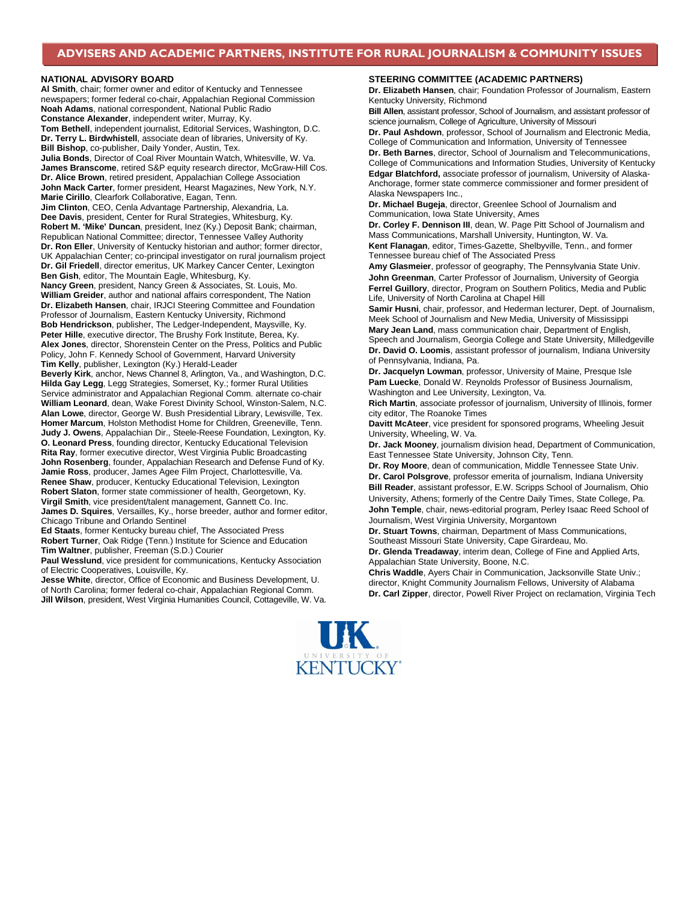## ADVISERS AND ACADEMIC PARTNERS, INSTITUTE FOR RURAL JOURNALISM & COMMUNITY ISSUES

### NATIONAL ADVISORY BOARD

**Al Smith**, chair; former owner and editor of Kentucky and Tennessee newspapers; former federal co-chair, Appalachian Regional Commission
**Noah Adams**, national correspondent, National Public Radio
**Constance Alexander**, independent writer, Murray, Ky.
**Tom Bethell**, independent journalist, Editorial Services, Washington, D.C.
**Dr. Terry L. Birdwhistell**, associate dean of libraries, University of Ky.
**Bill Bishop**, co-publisher, Daily Yonder, Austin, Tex.
**Julia Bonds**, Director of Coal River Mountain Watch, Whitesville, W. Va.
**James Branscome**, retired S&P equity research director, McGraw-Hill Cos.
**Dr. Alice Brown**, retired president, Appalachian College Association
**John Mack Carter**, former president, Hearst Magazines, New York, N.Y.
**Marie Cirillo**, Clearfork Collaborative, Eagan, Tenn.
**Jim Clinton**, CEO, Cenla Advantage Partnership, Alexandria, La.
**Dee Davis**, president, Center for Rural Strategies, Whitesburg, Ky.
**Robert M. 'Mike' Duncan**, president, Inez (Ky.) Deposit Bank; chairman, Republican National Committee; director, Tennessee Valley Authority
**Dr. Ron Eller**, University of Kentucky historian and author; former director, UK Appalachian Center; co-principal investigator on rural journalism project
**Dr. Gil Friedell**, director emeritus, UK Markey Cancer Center, Lexington
**Ben Gish**, editor, The Mountain Eagle, Whitesburg, Ky.
**Nancy Green**, president, Nancy Green & Associates, St. Louis, Mo.
**William Greider**, author and national affairs correspondent, The Nation
**Dr. Elizabeth Hansen**, chair, IRJCI Steering Committee and Foundation Professor of Journalism, Eastern Kentucky University, Richmond
**Bob Hendrickson**, publisher, The Ledger-Independent, Maysville, Ky.
**Peter Hille**, executive director, The Brushy Fork Institute, Berea, Ky.
**Alex Jones**, director, Shorenstein Center on the Press, Politics and Public Policy, John F. Kennedy School of Government, Harvard University
**Tim Kelly**, publisher, Lexington (Ky.) Herald-Leader
**Beverly Kirk**, anchor, News Channel 8, Arlington, Va., and Washington, D.C.
**Hilda Gay Legg**, Legg Strategies, Somerset, Ky.; former Rural Utilities Service administrator and Appalachian Regional Comm. alternate co-chair
**William Leonard**, dean, Wake Forest Divinity School, Winston-Salem, N.C.
**Alan Lowe**, director, George W. Bush Presidential Library, Lewisville, Tex.
**Homer Marcum**, Holston Methodist Home for Children, Greeneville, Tenn.
**Judy J. Owens**, Appalachian Dir., Steele-Reese Foundation, Lexington, Ky.
**O. Leonard Press**, founding director, Kentucky Educational Television
**Rita Ray**, former executive director, West Virginia Public Broadcasting
**John Rosenberg**, founder, Appalachian Research and Defense Fund of Ky.
**Jamie Ross**, producer, James Agee Film Project, Charlottesville, Va.
**Renee Shaw**, producer, Kentucky Educational Television, Lexington
**Robert Slaton**, former state commissioner of health, Georgetown, Ky.
**Virgil Smith**, vice president/talent management, Gannett Co. Inc.
**James D. Squires**, Versailles, Ky., horse breeder, author and former editor, Chicago Tribune and Orlando Sentinel
**Ed Staats**, former Kentucky bureau chief, The Associated Press
**Robert Turner**, Oak Ridge (Tenn.) Institute for Science and Education
**Tim Waltner**, publisher, Freeman (S.D.) Courier
**Paul Wesslund**, vice president for communications, Kentucky Association of Electric Cooperatives, Louisville, Ky.
**Jesse White**, director, Office of Economic and Business Development, U. of North Carolina; former federal co-chair, Appalachian Regional Comm.
**Jill Wilson**, president, West Virginia Humanities Council, Cottageville, W. Va.

### STEERING COMMITTEE (ACADEMIC PARTNERS)

**Dr. Elizabeth Hansen**, chair; Foundation Professor of Journalism, Eastern Kentucky University, Richmond
**Bill Allen**, assistant professor, School of Journalism, and assistant professor of science journalism, College of Agriculture, University of Missouri
**Dr. Paul Ashdown**, professor, School of Journalism and Electronic Media, College of Communication and Information, University of Tennessee
**Dr. Beth Barnes**, director, School of Journalism and Telecommunications, College of Communications and Information Studies, University of Kentucky
**Edgar Blatchford,** associate professor of journalism, University of Alaska-Anchorage, former state commerce commissioner and former president of Alaska Newspapers Inc.,
**Dr. Michael Bugeja**, director, Greenlee School of Journalism and Communication, Iowa State University, Ames
**Dr. Corley F. Dennison III**, dean, W. Page Pitt School of Journalism and Mass Communications, Marshall University, Huntington, W. Va.
**Kent Flanagan**, editor, Times-Gazette, Shelbyville, Tenn., and former Tennessee bureau chief of The Associated Press
**Amy Glasmeier**, professor of geography, The Pennsylvania State Univ.
**John Greenman**, Carter Professor of Journalism, University of Georgia
**Ferrel Guillory**, director, Program on Southern Politics, Media and Public Life, University of North Carolina at Chapel Hill
**Samir Husni**, chair, professor, and Hederman lecturer, Dept. of Journalism, Meek School of Journalism and New Media, University of Mississippi
**Mary Jean Land**, mass communication chair, Department of English, Speech and Journalism, Georgia College and State University, Milledgeville
**Dr. David O. Loomis**, assistant professor of journalism, Indiana University of Pennsylvania, Indiana, Pa.
**Dr. Jacquelyn Lowman**, professor, University of Maine, Presque Isle
**Pam Luecke**, Donald W. Reynolds Professor of Business Journalism, Washington and Lee University, Lexington, Va.
**Rich Martin**, associate professor of journalism, University of Illinois, former city editor, The Roanoke Times
**Davitt McAteer**, vice president for sponsored programs, Wheeling Jesuit University, Wheeling, W. Va.
**Dr. Jack Mooney**, journalism division head, Department of Communication, East Tennessee State University, Johnson City, Tenn.
**Dr. Roy Moore**, dean of communication, Middle Tennessee State Univ.
**Dr. Carol Polsgrove**, professor emerita of journalism, Indiana University
**Bill Reader**, assistant professor, E.W. Scripps School of Journalism, Ohio University, Athens; formerly of the Centre Daily Times, State College, Pa.
**John Temple**, chair, news-editorial program, Perley Isaac Reed School of Journalism, West Virginia University, Morgantown
**Dr. Stuart Towns**, chairman, Department of Mass Communications, Southeast Missouri State University, Cape Girardeau, Mo.
**Dr. Glenda Treadaway**, interim dean, College of Fine and Applied Arts, Appalachian State University, Boone, N.C.
**Chris Waddle**, Ayers Chair in Communication, Jacksonville State Univ.; director, Knight Community Journalism Fellows, University of Alabama
**Dr. Carl Zipper**, director, Powell River Project on reclamation, Virginia Tech

UK
UNIVERSITY OF
KENTUCKY